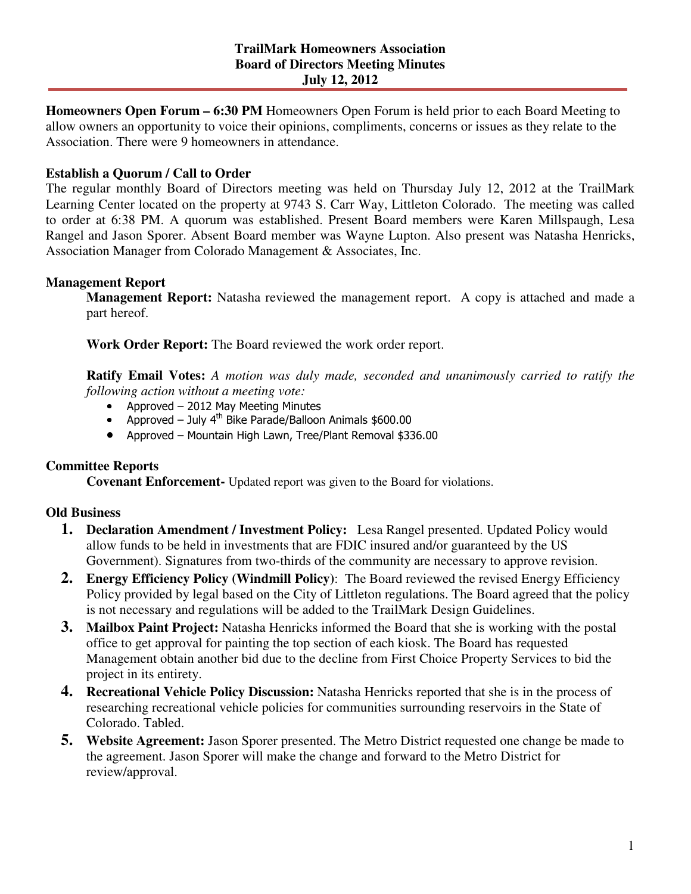# TrailMark Homeowners Association
## Board of Directors Meeting Minutes
### July 12, 2012

**Homeowners Open Forum – 6:30 PM** Homeowners Open Forum is held prior to each Board Meeting to allow owners an opportunity to voice their opinions, compliments, concerns or issues as they relate to the Association. There were 9 homeowners in attendance.

**Establish a Quorum / Call to Order**

The regular monthly Board of Directors meeting was held on Thursday July 12, 2012 at the TrailMark Learning Center located on the property at 9743 S. Carr Way, Littleton Colorado. The meeting was called to order at 6:38 PM. A quorum was established. Present Board members were Karen Millspaugh, Lesa Rangel and Jason Sporer. Absent Board member was Wayne Lupton. Also present was Natasha Henricks, Association Manager from Colorado Management & Associates, Inc.

**Management Report**

**Management Report:** Natasha reviewed the management report. A copy is attached and made a part hereof.

**Work Order Report:** The Board reviewed the work order report.

**Ratify Email Votes:** *A motion was duly made, seconded and unanimously carried to ratify the following action without a meeting vote:*

- Approved – 2012 May Meeting Minutes
- Approved – July 4th Bike Parade/Balloon Animals $600.00
- Approved – Mountain High Lawn, Tree/Plant Removal $336.00

**Committee Reports**

**Covenant Enforcement-** Updated report was given to the Board for violations.

**Old Business**

1. **Declaration Amendment / Investment Policy:** Lesa Rangel presented. Updated Policy would allow funds to be held in investments that are FDIC insured and/or guaranteed by the US Government). Signatures from two-thirds of the community are necessary to approve revision.
2. **Energy Efficiency Policy (Windmill Policy)**: The Board reviewed the revised Energy Efficiency Policy provided by legal based on the City of Littleton regulations. The Board agreed that the policy is not necessary and regulations will be added to the TrailMark Design Guidelines.
3. **Mailbox Paint Project:** Natasha Henricks informed the Board that she is working with the postal office to get approval for painting the top section of each kiosk. The Board has requested Management obtain another bid due to the decline from First Choice Property Services to bid the project in its entirety.
4. **Recreational Vehicle Policy Discussion:** Natasha Henricks reported that she is in the process of researching recreational vehicle policies for communities surrounding reservoirs in the State of Colorado. Tabled.
5. **Website Agreement:** Jason Sporer presented. The Metro District requested one change be made to the agreement. Jason Sporer will make the change and forward to the Metro District for review/approval.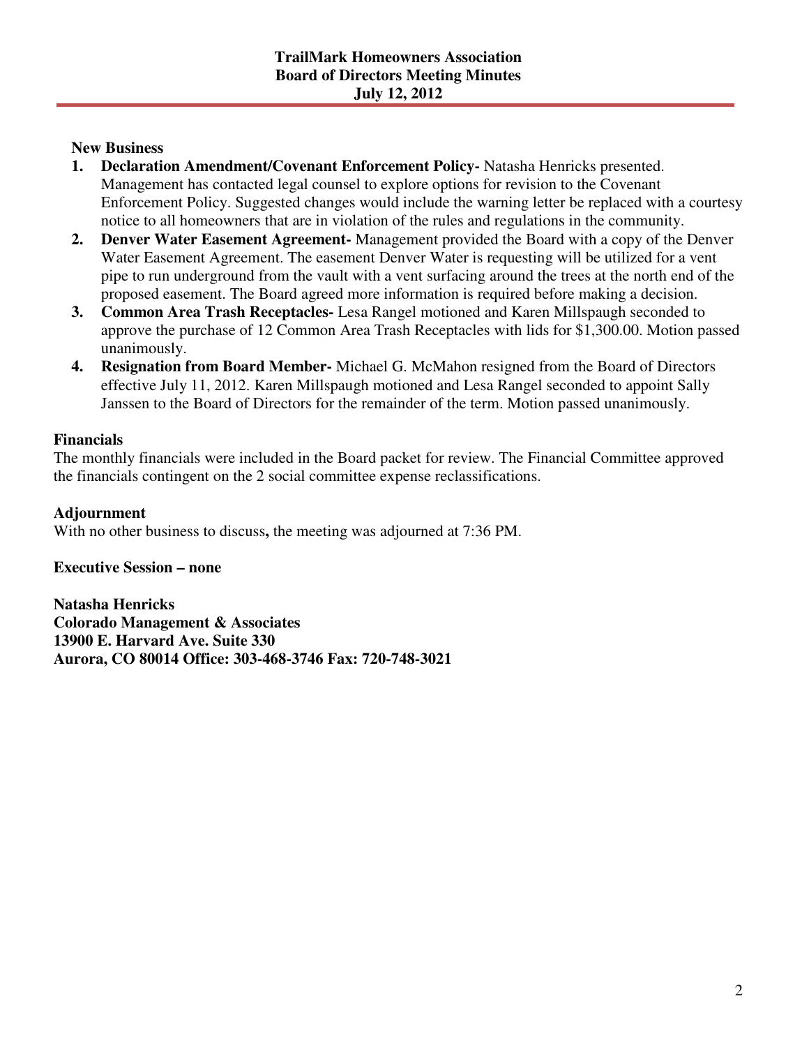**New Business**

1. **Declaration Amendment/Covenant Enforcement Policy-** Natasha Henricks presented. Management has contacted legal counsel to explore options for revision to the Covenant Enforcement Policy. Suggested changes would include the warning letter be replaced with a courtesy notice to all homeowners that are in violation of the rules and regulations in the community.
2. **Denver Water Easement Agreement-** Management provided the Board with a copy of the Denver Water Easement Agreement. The easement Denver Water is requesting will be utilized for a vent pipe to run underground from the vault with a vent surfacing around the trees at the north end of the proposed easement. The Board agreed more information is required before making a decision.
3. **Common Area Trash Receptacles-** Lesa Rangel motioned and Karen Millspaugh seconded to approve the purchase of 12 Common Area Trash Receptacles with lids for $1,300.00. Motion passed unanimously.
4. **Resignation from Board Member-** Michael G. McMahon resigned from the Board of Directors effective July 11, 2012. Karen Millspaugh motioned and Lesa Rangel seconded to appoint Sally Janssen to the Board of Directors for the remainder of the term. Motion passed unanimously.

**Financials**

The monthly financials were included in the Board packet for review. The Financial Committee approved the financials contingent on the 2 social committee expense reclassifications.

**Adjournment**

With no other business to discuss**,** the meeting was adjourned at 7:36 PM.

**Executive Session – none**

**Natasha Henricks**
**Colorado Management & Associates**
**13900 E. Harvard Ave. Suite 330**
**Aurora, CO 80014 Office: 303-468-3746 Fax: 720-748-3021**